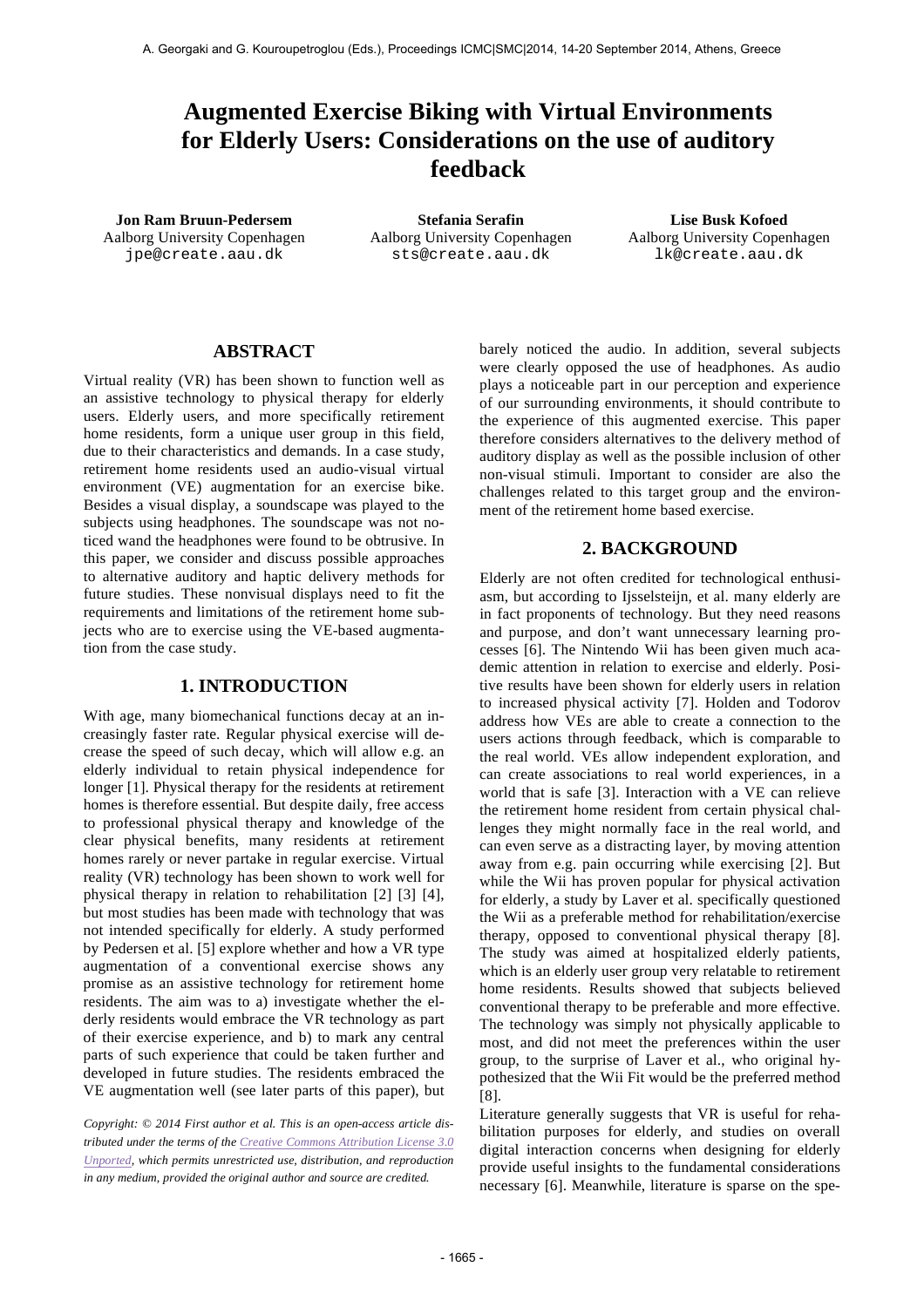# Augmented Exercise Biking with Virtual Environments for Elderly Users: Considerations on the use of auditory feedback

**Jon Ram Bruun-Pedersem**
Aalborg University Copenhagen
jpe@create.aau.dk

**Stefania Serafin**
Aalborg University Copenhagen
sts@create.aau.dk

**Lise Busk Kofoed**
Aalborg University Copenhagen
lk@create.aau.dk

## ABSTRACT

Virtual reality (VR) has been shown to function well as an assistive technology to physical therapy for elderly users. Elderly users, and more specifically retirement home residents, form a unique user group in this field, due to their characteristics and demands. In a case study, retirement home residents used an audio-visual virtual environment (VE) augmentation for an exercise bike. Besides a visual display, a soundscape was played to the subjects using headphones. The soundscape was not noticed wand the headphones were found to be obtrusive. In this paper, we consider and discuss possible approaches to alternative auditory and haptic delivery methods for future studies. These nonvisual displays need to fit the requirements and limitations of the retirement home subjects who are to exercise using the VE-based augmentation from the case study.

## 1. INTRODUCTION

With age, many biomechanical functions decay at an increasingly faster rate. Regular physical exercise will decrease the speed of such decay, which will allow e.g. an elderly individual to retain physical independence for longer [1]. Physical therapy for the residents at retirement homes is therefore essential. But despite daily, free access to professional physical therapy and knowledge of the clear physical benefits, many residents at retirement homes rarely or never partake in regular exercise. Virtual reality (VR) technology has been shown to work well for physical therapy in relation to rehabilitation [2] [3] [4], but most studies has been made with technology that was not intended specifically for elderly. A study performed by Pedersen et al. [5] explore whether and how a VR type augmentation of a conventional exercise shows any promise as an assistive technology for retirement home residents. The aim was to a) investigate whether the elderly residents would embrace the VR technology as part of their exercise experience, and b) to mark any central parts of such experience that could be taken further and developed in future studies. The residents embraced the VE augmentation well (see later parts of this paper), but barely noticed the audio. In addition, several subjects were clearly opposed the use of headphones. As audio plays a noticeable part in our perception and experience of our surrounding environments, it should contribute to the experience of this augmented exercise. This paper therefore considers alternatives to the delivery method of auditory display as well as the possible inclusion of other non-visual stimuli. Important to consider are also the challenges related to this target group and the environment of the retirement home based exercise.

*Copyright: © 2014 First author et al. This is an open-access article distributed under the terms of the Creative Commons Attribution License 3.0 Unported, which permits unrestricted use, distribution, and reproduction in any medium, provided the original author and source are credited.*

## 2. BACKGROUND

Elderly are not often credited for technological enthusiasm, but according to Ijsselsteijn, et al. many elderly are in fact proponents of technology. But they need reasons and purpose, and don't want unnecessary learning processes [6]. The Nintendo Wii has been given much academic attention in relation to exercise and elderly. Positive results have been shown for elderly users in relation to increased physical activity [7]. Holden and Todorov address how VEs are able to create a connection to the users actions through feedback, which is comparable to the real world. VEs allow independent exploration, and can create associations to real world experiences, in a world that is safe [3]. Interaction with a VE can relieve the retirement home resident from certain physical challenges they might normally face in the real world, and can even serve as a distracting layer, by moving attention away from e.g. pain occurring while exercising [2]. But while the Wii has proven popular for physical activation for elderly, a study by Laver et al. specifically questioned the Wii as a preferable method for rehabilitation/exercise therapy, opposed to conventional physical therapy [8]. The study was aimed at hospitalized elderly patients, which is an elderly user group very relatable to retirement home residents. Results showed that subjects believed conventional therapy to be preferable and more effective. The technology was simply not physically applicable to most, and did not meet the preferences within the user group, to the surprise of Laver et al., who original hypothesized that the Wii Fit would be the preferred method [8].

Literature generally suggests that VR is useful for rehabilitation purposes for elderly, and studies on overall digital interaction concerns when designing for elderly provide useful insights to the fundamental considerations necessary [6]. Meanwhile, literature is sparse on the spe-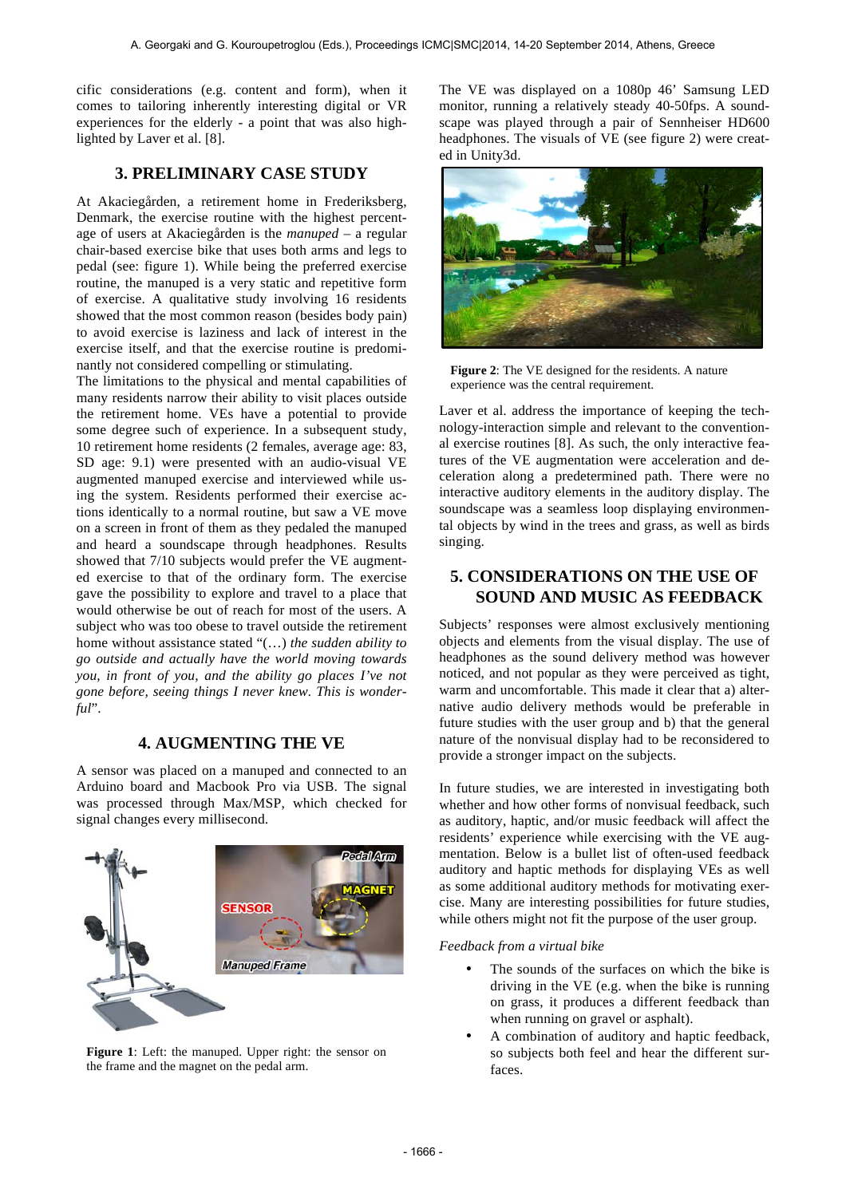cific considerations (e.g. content and form), when it comes to tailoring inherently interesting digital or VR experiences for the elderly - a point that was also highlighted by Laver et al. [8].

## 3. PRELIMINARY CASE STUDY

At Akaciegården, a retirement home in Frederiksberg, Denmark, the exercise routine with the highest percentage of users at Akaciegården is the *manuped* – a regular chair-based exercise bike that uses both arms and legs to pedal (see: figure 1). While being the preferred exercise routine, the manuped is a very static and repetitive form of exercise. A qualitative study involving 16 residents showed that the most common reason (besides body pain) to avoid exercise is laziness and lack of interest in the exercise itself, and that the exercise routine is predominantly not considered compelling or stimulating.

The limitations to the physical and mental capabilities of many residents narrow their ability to visit places outside the retirement home. VEs have a potential to provide some degree such of experience. In a subsequent study, 10 retirement home residents (2 females, average age: 83, SD age: 9.1) were presented with an audio-visual VE augmented manuped exercise and interviewed while using the system. Residents performed their exercise actions identically to a normal routine, but saw a VE move on a screen in front of them as they pedaled the manuped and heard a soundscape through headphones. Results showed that 7/10 subjects would prefer the VE augmented exercise to that of the ordinary form. The exercise gave the possibility to explore and travel to a place that would otherwise be out of reach for most of the users. A subject who was too obese to travel outside the retirement home without assistance stated "(…) *the sudden ability to go outside and actually have the world moving towards you, in front of you, and the ability go places I've not gone before, seeing things I never knew. This is wonderful*".

## 4. AUGMENTING THE VE

A sensor was placed on a manuped and connected to an Arduino board and Macbook Pro via USB. The signal was processed through Max/MSP, which checked for signal changes every millisecond.

**Figure 1**: Left: the manuped. Upper right: the sensor on the frame and the magnet on the pedal arm.

The VE was displayed on a 1080p 46' Samsung LED monitor, running a relatively steady 40-50fps. A soundscape was played through a pair of Sennheiser HD600 headphones. The visuals of VE (see figure 2) were created in Unity3d.

**Figure 2**: The VE designed for the residents. A nature experience was the central requirement.

Laver et al. address the importance of keeping the technology-interaction simple and relevant to the conventional exercise routines [8]. As such, the only interactive features of the VE augmentation were acceleration and deceleration along a predetermined path. There were no interactive auditory elements in the auditory display. The soundscape was a seamless loop displaying environmental objects by wind in the trees and grass, as well as birds singing.

## 5. CONSIDERATIONS ON THE USE OF SOUND AND MUSIC AS FEEDBACK

Subjects' responses were almost exclusively mentioning objects and elements from the visual display. The use of headphones as the sound delivery method was however noticed, and not popular as they were perceived as tight, warm and uncomfortable. This made it clear that a) alternative audio delivery methods would be preferable in future studies with the user group and b) that the general nature of the nonvisual display had to be reconsidered to provide a stronger impact on the subjects.

In future studies, we are interested in investigating both whether and how other forms of nonvisual feedback, such as auditory, haptic, and/or music feedback will affect the residents' experience while exercising with the VE augmentation. Below is a bullet list of often-used feedback auditory and haptic methods for displaying VEs as well as some additional auditory methods for motivating exercise. Many are interesting possibilities for future studies, while others might not fit the purpose of the user group.

*Feedback from a virtual bike*

- The sounds of the surfaces on which the bike is driving in the VE (e.g. when the bike is running on grass, it produces a different feedback than when running on gravel or asphalt).
- A combination of auditory and haptic feedback, so subjects both feel and hear the different surfaces.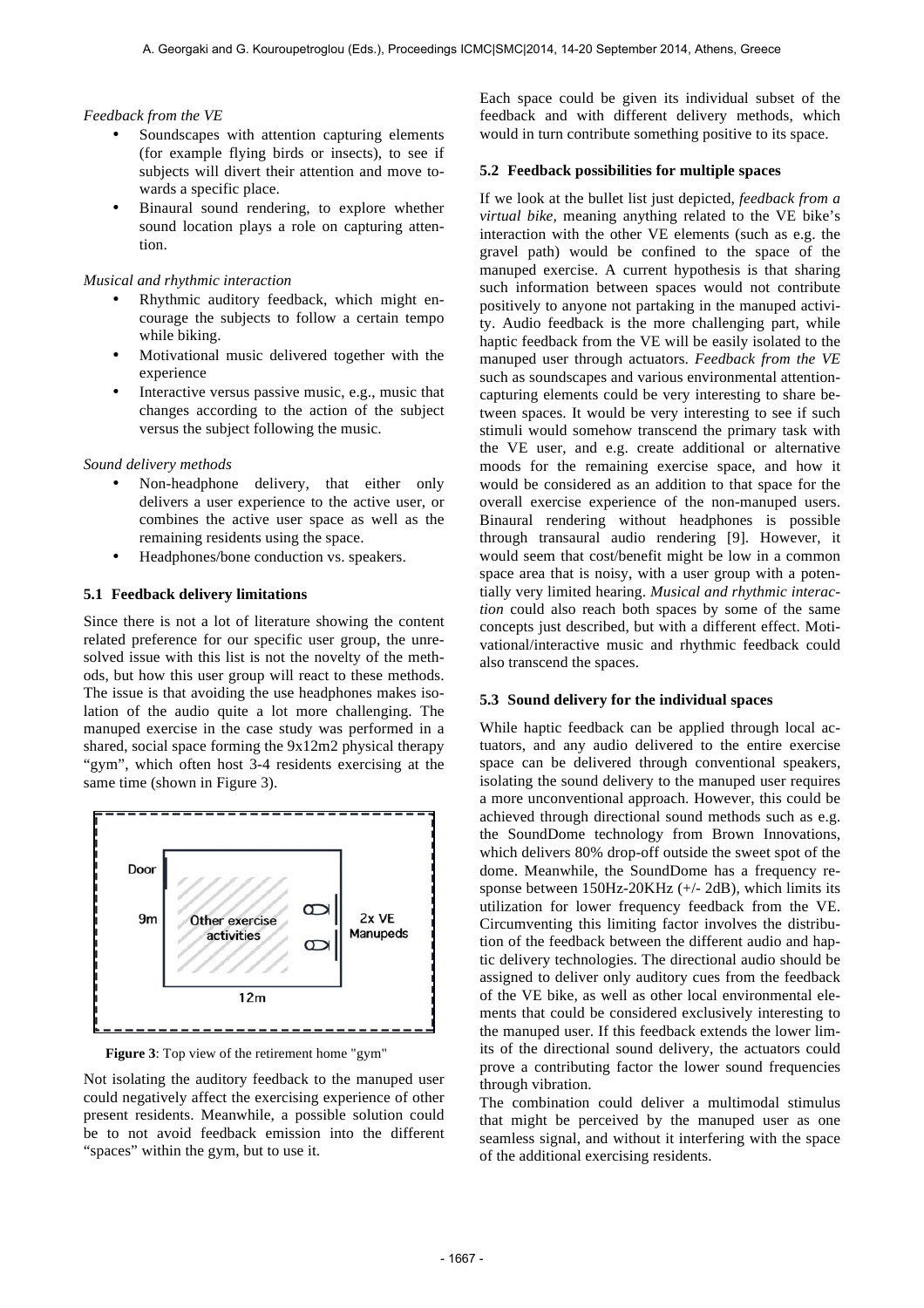*Feedback from the VE*

- Soundscapes with attention capturing elements (for example flying birds or insects), to see if subjects will divert their attention and move towards a specific place.
- Binaural sound rendering, to explore whether sound location plays a role on capturing attention.

*Musical and rhythmic interaction*

- Rhythmic auditory feedback, which might encourage the subjects to follow a certain tempo while biking.
- Motivational music delivered together with the experience
- Interactive versus passive music, e.g., music that changes according to the action of the subject versus the subject following the music.

*Sound delivery methods*

- Non-headphone delivery, that either only delivers a user experience to the active user, or combines the active user space as well as the remaining residents using the space.
- Headphones/bone conduction vs. speakers.

### 5.1 Feedback delivery limitations

Since there is not a lot of literature showing the content related preference for our specific user group, the unresolved issue with this list is not the novelty of the methods, but how this user group will react to these methods. The issue is that avoiding the use headphones makes isolation of the audio quite a lot more challenging. The manuped exercise in the case study was performed in a shared, social space forming the 9x12m2 physical therapy "gym", which often host 3-4 residents exercising at the same time (shown in Figure 3).

**Figure 3**: Top view of the retirement home "gym"

Not isolating the auditory feedback to the manuped user could negatively affect the exercising experience of other present residents. Meanwhile, a possible solution could be to not avoid feedback emission into the different "spaces" within the gym, but to use it.

Each space could be given its individual subset of the feedback and with different delivery methods, which would in turn contribute something positive to its space.

### 5.2 Feedback possibilities for multiple spaces

If we look at the bullet list just depicted, *feedback from a virtual bike,* meaning anything related to the VE bike's interaction with the other VE elements (such as e.g. the gravel path) would be confined to the space of the manuped exercise. A current hypothesis is that sharing such information between spaces would not contribute positively to anyone not partaking in the manuped activity. Audio feedback is the more challenging part, while haptic feedback from the VE will be easily isolated to the manuped user through actuators. *Feedback from the VE* such as soundscapes and various environmental attention-capturing elements could be very interesting to share between spaces. It would be very interesting to see if such stimuli would somehow transcend the primary task with the VE user, and e.g. create additional or alternative moods for the remaining exercise space, and how it would be considered as an addition to that space for the overall exercise experience of the non-manuped users. Binaural rendering without headphones is possible through transaural audio rendering [9]. However, it would seem that cost/benefit might be low in a common space area that is noisy, with a user group with a potentially very limited hearing. *Musical and rhythmic interaction* could also reach both spaces by some of the same concepts just described, but with a different effect. Motivational/interactive music and rhythmic feedback could also transcend the spaces.

### 5.3 Sound delivery for the individual spaces

While haptic feedback can be applied through local actuators, and any audio delivered to the entire exercise space can be delivered through conventional speakers, isolating the sound delivery to the manuped user requires a more unconventional approach. However, this could be achieved through directional sound methods such as e.g. the SoundDome technology from Brown Innovations, which delivers 80% drop-off outside the sweet spot of the dome. Meanwhile, the SoundDome has a frequency response between 150Hz-20KHz (+/- 2dB), which limits its utilization for lower frequency feedback from the VE. Circumventing this limiting factor involves the distribution of the feedback between the different audio and haptic delivery technologies. The directional audio should be assigned to deliver only auditory cues from the feedback of the VE bike, as well as other local environmental elements that could be considered exclusively interesting to the manuped user. If this feedback extends the lower limits of the directional sound delivery, the actuators could prove a contributing factor the lower sound frequencies through vibration.

The combination could deliver a multimodal stimulus that might be perceived by the manuped user as one seamless signal, and without it interfering with the space of the additional exercising residents.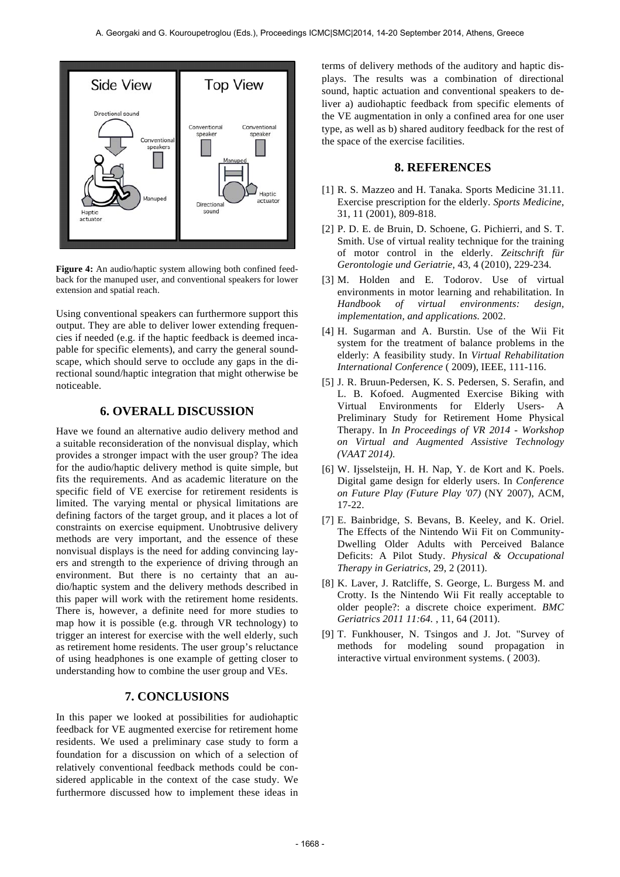Side View

Directional sound

Conventional speakers

Manuped

Haptic actuator

Top View

Conventional speaker

Conventional speaker

Manuped

Haptic actuator

Directional sound

**Figure 4:** An audio/haptic system allowing both confined feedback for the manuped user, and conventional speakers for lower extension and spatial reach.

Using conventional speakers can furthermore support this output. They are able to deliver lower extending frequencies if needed (e.g. if the haptic feedback is deemed incapable for specific elements), and carry the general soundscape, which should serve to occlude any gaps in the directional sound/haptic integration that might otherwise be noticeable.

## 6. OVERALL DISCUSSION

Have we found an alternative audio delivery method and a suitable reconsideration of the nonvisual display, which provides a stronger impact with the user group? The idea for the audio/haptic delivery method is quite simple, but fits the requirements. And as academic literature on the specific field of VE exercise for retirement residents is limited. The varying mental or physical limitations are defining factors of the target group, and it places a lot of constraints on exercise equipment. Unobtrusive delivery methods are very important, and the essence of these nonvisual displays is the need for adding convincing layers and strength to the experience of driving through an environment. But there is no certainty that an audio/haptic system and the delivery methods described in this paper will work with the retirement home residents. There is, however, a definite need for more studies to map how it is possible (e.g. through VR technology) to trigger an interest for exercise with the well elderly, such as retirement home residents. The user group's reluctance of using headphones is one example of getting closer to understanding how to combine the user group and VEs.

## 7. CONCLUSIONS

In this paper we looked at possibilities for audiohaptic feedback for VE augmented exercise for retirement home residents. We used a preliminary case study to form a foundation for a discussion on which of a selection of relatively conventional feedback methods could be considered applicable in the context of the case study. We furthermore discussed how to implement these ideas in terms of delivery methods of the auditory and haptic displays. The results was a combination of directional sound, haptic actuation and conventional speakers to deliver a) audiohaptic feedback from specific elements of the VE augmentation in only a confined area for one user type, as well as b) shared auditory feedback for the rest of the space of the exercise facilities.

## 8. REFERENCES

[1] R. S. Mazzeo and H. Tanaka. Sports Medicine 31.11. Exercise prescription for the elderly. *Sports Medicine*, 31, 11 (2001), 809-818.

[2] P. D. E. de Bruin, D. Schoene, G. Pichierri, and S. T. Smith. Use of virtual reality technique for the training of motor control in the elderly. *Zeitschrift für Gerontologie und Geriatrie*, 43, 4 (2010), 229-234.

[3] M. Holden and E. Todorov. Use of virtual environments in motor learning and rehabilitation. In *Handbook of virtual environments: design, implementation, and applications.* 2002.

[4] H. Sugarman and A. Burstin. Use of the Wii Fit system for the treatment of balance problems in the elderly: A feasibility study. In *Virtual Rehabilitation International Conference* ( 2009), IEEE, 111-116.

[5] J. R. Bruun-Pedersen, K. S. Pedersen, S. Serafin, and L. B. Kofoed. Augmented Exercise Biking with Virtual Environments for Elderly Users- A Preliminary Study for Retirement Home Physical Therapy. In *In Proceedings of VR 2014 - Workshop on Virtual and Augmented Assistive Technology (VAAT 2014).*

[6] W. Ijsselsteijn, H. H. Nap, Y. de Kort and K. Poels. Digital game design for elderly users. In *Conference on Future Play (Future Play '07)* (NY 2007), ACM, 17-22.

[7] E. Bainbridge, S. Bevans, B. Keeley, and K. Oriel. The Effects of the Nintendo Wii Fit on Community-Dwelling Older Adults with Perceived Balance Deficits: A Pilot Study. *Physical & Occupational Therapy in Geriatrics*, 29, 2 (2011).

[8] K. Laver, J. Ratcliffe, S. George, L. Burgess M. and Crotty. Is the Nintendo Wii Fit really acceptable to older people?: a discrete choice experiment. *BMC Geriatrics 2011 11:64.* , 11, 64 (2011).

[9] T. Funkhouser, N. Tsingos and J. Jot. "Survey of methods for modeling sound propagation in interactive virtual environment systems. ( 2003).